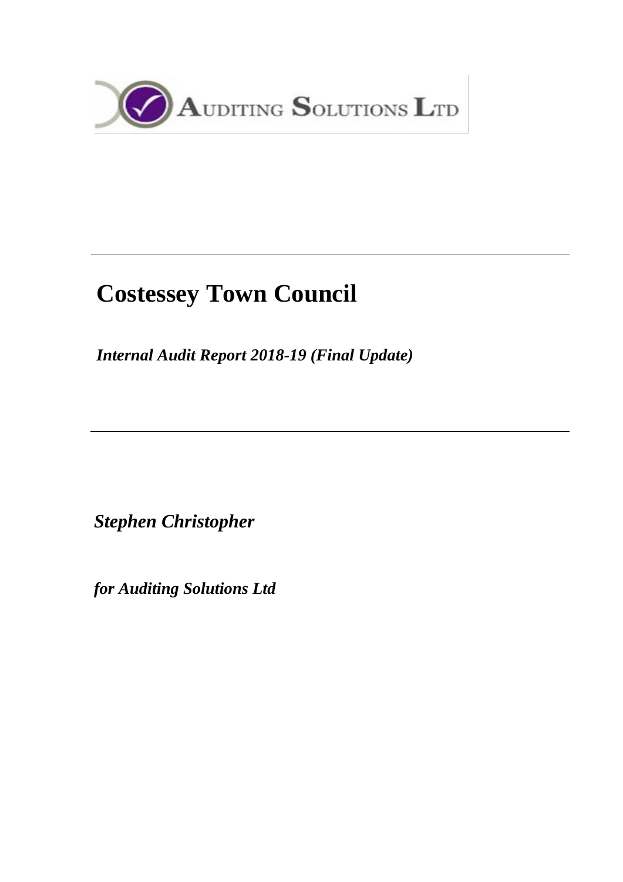Auditing Solutions Ltd

# Costessey Town Council

***Internal Audit Report 2018-19 (Final Update)***

***Stephen Christopher***

***for Auditing Solutions Ltd***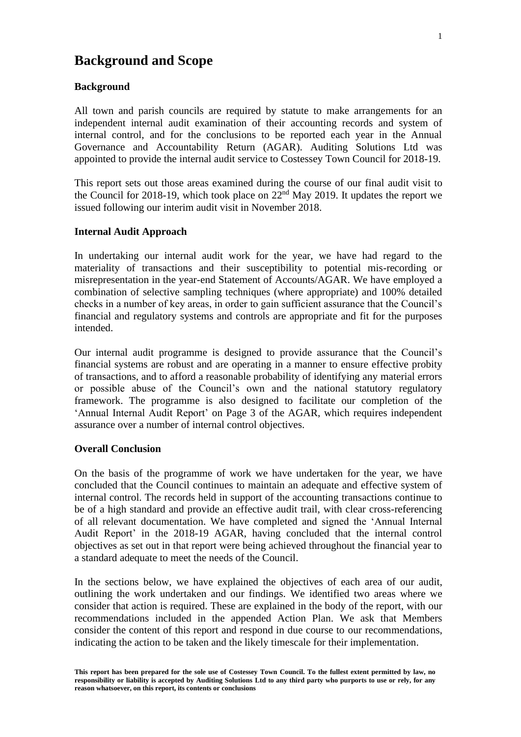# Background and Scope

### Background

All town and parish councils are required by statute to make arrangements for an independent internal audit examination of their accounting records and system of internal control, and for the conclusions to be reported each year in the Annual Governance and Accountability Return (AGAR). Auditing Solutions Ltd was appointed to provide the internal audit service to Costessey Town Council for 2018-19.

This report sets out those areas examined during the course of our final audit visit to the Council for 2018-19, which took place on 22nd May 2019. It updates the report we issued following our interim audit visit in November 2018.

### Internal Audit Approach

In undertaking our internal audit work for the year, we have had regard to the materiality of transactions and their susceptibility to potential mis-recording or misrepresentation in the year-end Statement of Accounts/AGAR. We have employed a combination of selective sampling techniques (where appropriate) and 100% detailed checks in a number of key areas, in order to gain sufficient assurance that the Council's financial and regulatory systems and controls are appropriate and fit for the purposes intended.

Our internal audit programme is designed to provide assurance that the Council's financial systems are robust and are operating in a manner to ensure effective probity of transactions, and to afford a reasonable probability of identifying any material errors or possible abuse of the Council's own and the national statutory regulatory framework. The programme is also designed to facilitate our completion of the 'Annual Internal Audit Report' on Page 3 of the AGAR, which requires independent assurance over a number of internal control objectives.

### Overall Conclusion

On the basis of the programme of work we have undertaken for the year, we have concluded that the Council continues to maintain an adequate and effective system of internal control. The records held in support of the accounting transactions continue to be of a high standard and provide an effective audit trail, with clear cross-referencing of all relevant documentation. We have completed and signed the 'Annual Internal Audit Report' in the 2018-19 AGAR, having concluded that the internal control objectives as set out in that report were being achieved throughout the financial year to a standard adequate to meet the needs of the Council.

In the sections below, we have explained the objectives of each area of our audit, outlining the work undertaken and our findings. We identified two areas where we consider that action is required. These are explained in the body of the report, with our recommendations included in the appended Action Plan. We ask that Members consider the content of this report and respond in due course to our recommendations, indicating the action to be taken and the likely timescale for their implementation.

**This report has been prepared for the sole use of Costessey Town Council. To the fullest extent permitted by law, no responsibility or liability is accepted by Auditing Solutions Ltd to any third party who purports to use or rely, for any reason whatsoever, on this report, its contents or conclusions**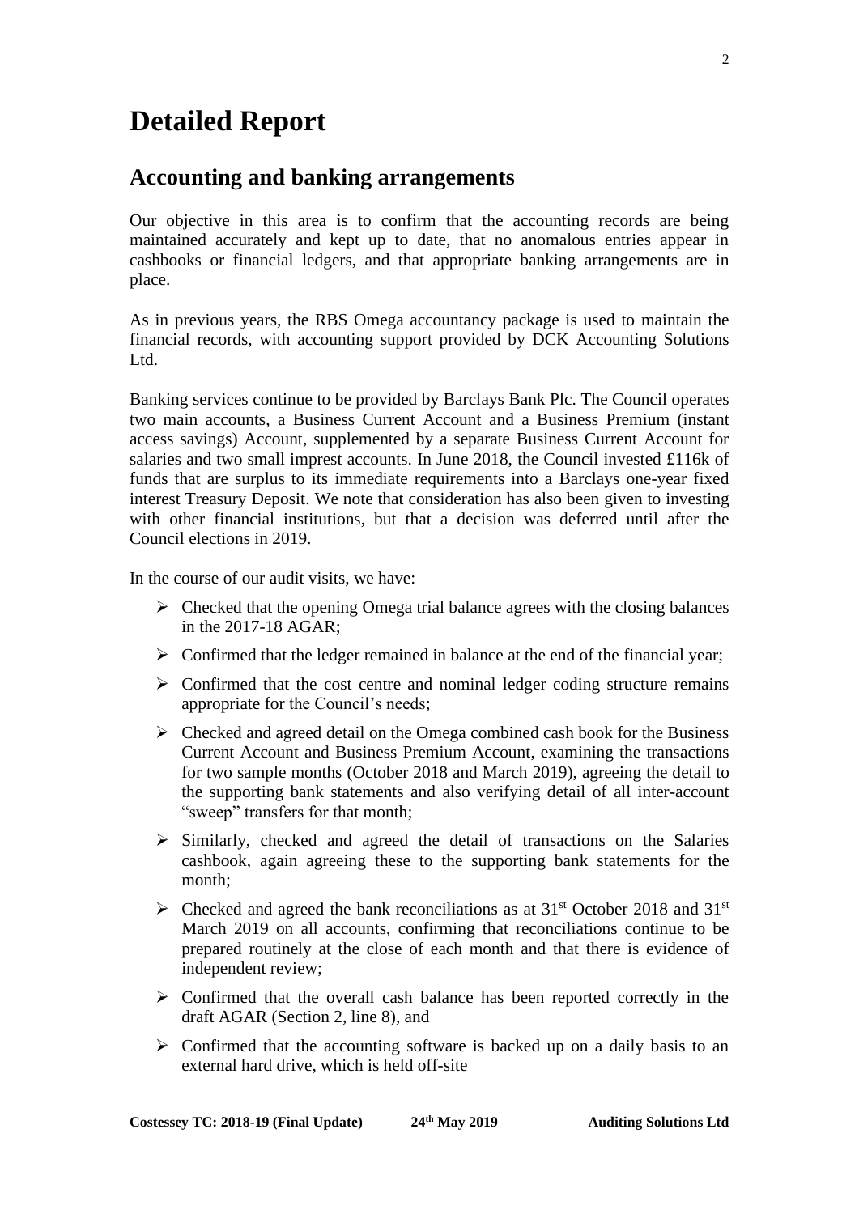# Detailed Report

## Accounting and banking arrangements

Our objective in this area is to confirm that the accounting records are being maintained accurately and kept up to date, that no anomalous entries appear in cashbooks or financial ledgers, and that appropriate banking arrangements are in place.

As in previous years, the RBS Omega accountancy package is used to maintain the financial records, with accounting support provided by DCK Accounting Solutions Ltd.

Banking services continue to be provided by Barclays Bank Plc. The Council operates two main accounts, a Business Current Account and a Business Premium (instant access savings) Account, supplemented by a separate Business Current Account for salaries and two small imprest accounts. In June 2018, the Council invested £116k of funds that are surplus to its immediate requirements into a Barclays one-year fixed interest Treasury Deposit. We note that consideration has also been given to investing with other financial institutions, but that a decision was deferred until after the Council elections in 2019.

In the course of our audit visits, we have:

- Checked that the opening Omega trial balance agrees with the closing balances in the 2017-18 AGAR;
- Confirmed that the ledger remained in balance at the end of the financial year;
- Confirmed that the cost centre and nominal ledger coding structure remains appropriate for the Council's needs;
- Checked and agreed detail on the Omega combined cash book for the Business Current Account and Business Premium Account, examining the transactions for two sample months (October 2018 and March 2019), agreeing the detail to the supporting bank statements and also verifying detail of all inter-account "sweep" transfers for that month;
- Similarly, checked and agreed the detail of transactions on the Salaries cashbook, again agreeing these to the supporting bank statements for the month;
- Checked and agreed the bank reconciliations as at 31st October 2018 and 31st March 2019 on all accounts, confirming that reconciliations continue to be prepared routinely at the close of each month and that there is evidence of independent review;
- Confirmed that the overall cash balance has been reported correctly in the draft AGAR (Section 2, line 8), and
- Confirmed that the accounting software is backed up on a daily basis to an external hard drive, which is held off-site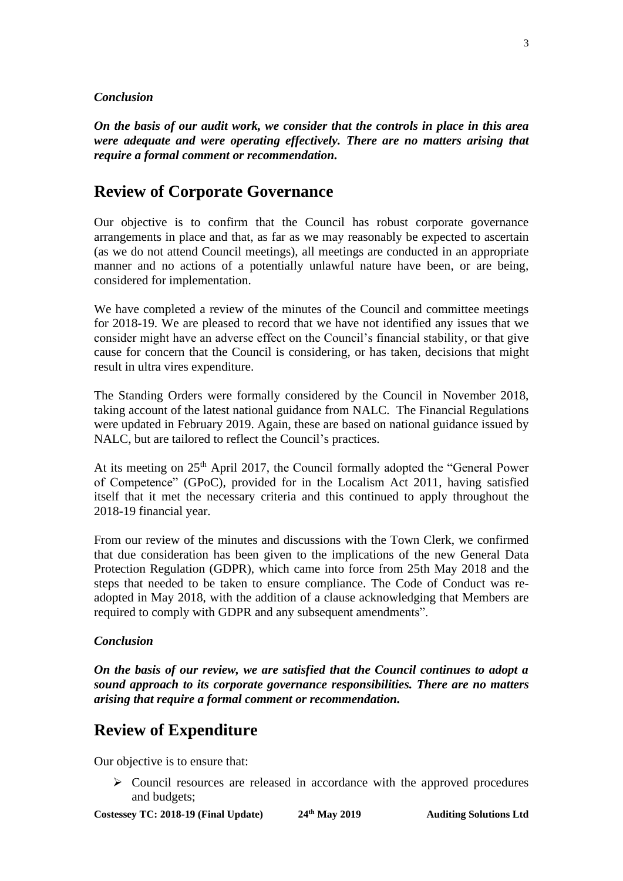*Conclusion*

***On the basis of our audit work, we consider that the controls in place in this area were adequate and were operating effectively. There are no matters arising that require a formal comment or recommendation.***

## Review of Corporate Governance

Our objective is to confirm that the Council has robust corporate governance arrangements in place and that, as far as we may reasonably be expected to ascertain (as we do not attend Council meetings), all meetings are conducted in an appropriate manner and no actions of a potentially unlawful nature have been, or are being, considered for implementation.

We have completed a review of the minutes of the Council and committee meetings for 2018-19. We are pleased to record that we have not identified any issues that we consider might have an adverse effect on the Council's financial stability, or that give cause for concern that the Council is considering, or has taken, decisions that might result in ultra vires expenditure.

The Standing Orders were formally considered by the Council in November 2018, taking account of the latest national guidance from NALC. The Financial Regulations were updated in February 2019. Again, these are based on national guidance issued by NALC, but are tailored to reflect the Council's practices.

At its meeting on 25th April 2017, the Council formally adopted the "General Power of Competence" (GPoC), provided for in the Localism Act 2011, having satisfied itself that it met the necessary criteria and this continued to apply throughout the 2018-19 financial year.

From our review of the minutes and discussions with the Town Clerk, we confirmed that due consideration has been given to the implications of the new General Data Protection Regulation (GDPR), which came into force from 25th May 2018 and the steps that needed to be taken to ensure compliance. The Code of Conduct was re-adopted in May 2018, with the addition of a clause acknowledging that Members are required to comply with GDPR and any subsequent amendments".

*Conclusion*

***On the basis of our review, we are satisfied that the Council continues to adopt a sound approach to its corporate governance responsibilities. There are no matters arising that require a formal comment or recommendation.***

## Review of Expenditure

Our objective is to ensure that:

- Council resources are released in accordance with the approved procedures and budgets;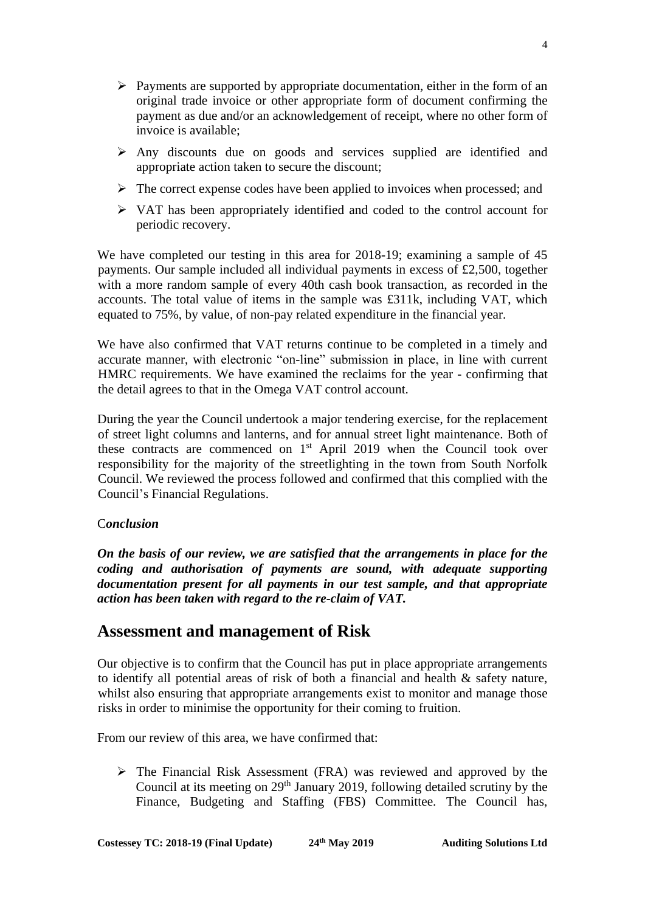- Payments are supported by appropriate documentation, either in the form of an original trade invoice or other appropriate form of document confirming the payment as due and/or an acknowledgement of receipt, where no other form of invoice is available;
- Any discounts due on goods and services supplied are identified and appropriate action taken to secure the discount;
- The correct expense codes have been applied to invoices when processed; and
- VAT has been appropriately identified and coded to the control account for periodic recovery.

We have completed our testing in this area for 2018-19; examining a sample of 45 payments. Our sample included all individual payments in excess of £2,500, together with a more random sample of every 40th cash book transaction, as recorded in the accounts. The total value of items in the sample was £311k, including VAT, which equated to 75%, by value, of non-pay related expenditure in the financial year.

We have also confirmed that VAT returns continue to be completed in a timely and accurate manner, with electronic "on-line" submission in place, in line with current HMRC requirements. We have examined the reclaims for the year - confirming that the detail agrees to that in the Omega VAT control account.

During the year the Council undertook a major tendering exercise, for the replacement of street light columns and lanterns, and for annual street light maintenance. Both of these contracts are commenced on 1st April 2019 when the Council took over responsibility for the majority of the streetlighting in the town from South Norfolk Council. We reviewed the process followed and confirmed that this complied with the Council's Financial Regulations.

C***onclusion***

***On the basis of our review, we are satisfied that the arrangements in place for the coding and authorisation of payments are sound, with adequate supporting documentation present for all payments in our test sample, and that appropriate action has been taken with regard to the re-claim of VAT.***

## Assessment and management of Risk

Our objective is to confirm that the Council has put in place appropriate arrangements to identify all potential areas of risk of both a financial and health & safety nature, whilst also ensuring that appropriate arrangements exist to monitor and manage those risks in order to minimise the opportunity for their coming to fruition.

From our review of this area, we have confirmed that:

- The Financial Risk Assessment (FRA) was reviewed and approved by the Council at its meeting on 29th January 2019, following detailed scrutiny by the Finance, Budgeting and Staffing (FBS) Committee. The Council has,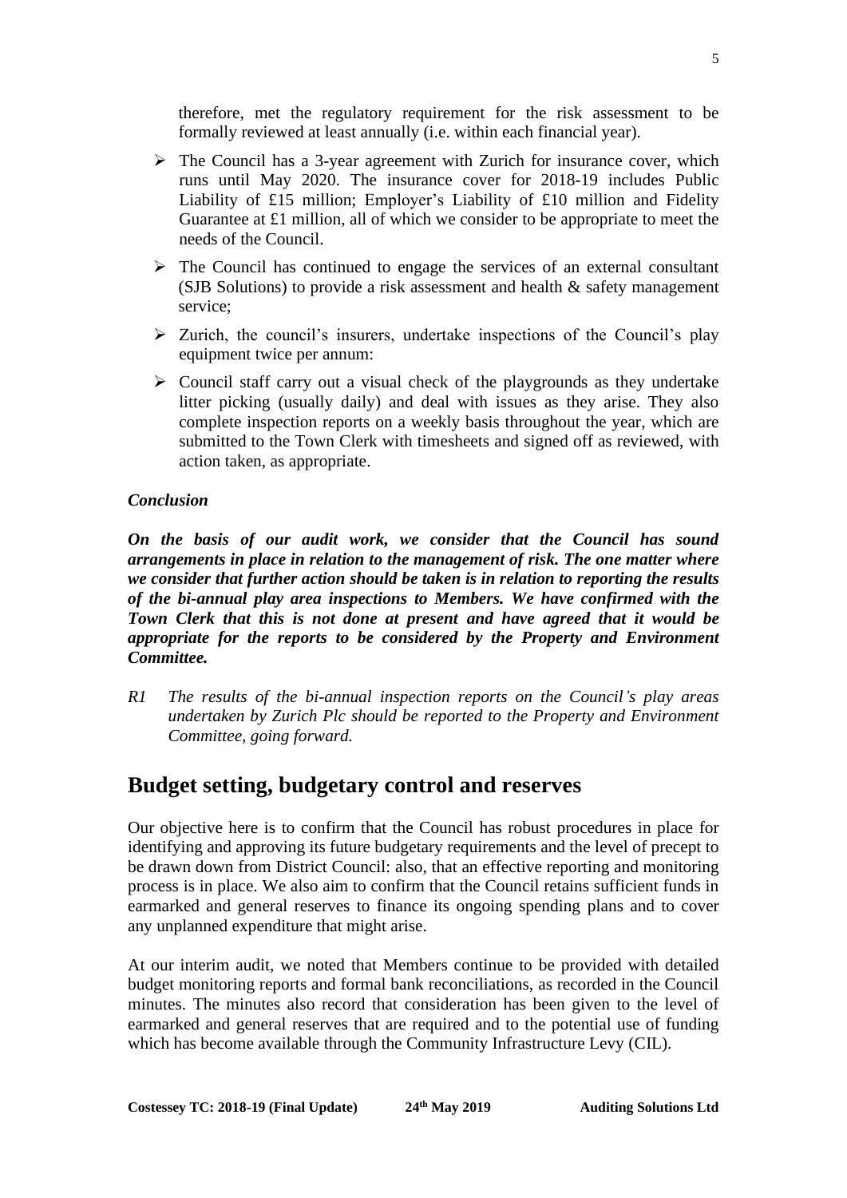therefore, met the regulatory requirement for the risk assessment to be formally reviewed at least annually (i.e. within each financial year).

- The Council has a 3-year agreement with Zurich for insurance cover, which runs until May 2020. The insurance cover for 2018-19 includes Public Liability of £15 million; Employer's Liability of £10 million and Fidelity Guarantee at £1 million, all of which we consider to be appropriate to meet the needs of the Council.
- The Council has continued to engage the services of an external consultant (SJB Solutions) to provide a risk assessment and health & safety management service;
- Zurich, the council's insurers, undertake inspections of the Council's play equipment twice per annum:
- Council staff carry out a visual check of the playgrounds as they undertake litter picking (usually daily) and deal with issues as they arise. They also complete inspection reports on a weekly basis throughout the year, which are submitted to the Town Clerk with timesheets and signed off as reviewed, with action taken, as appropriate.

***Conclusion***

***On the basis of our audit work, we consider that the Council has sound arrangements in place in relation to the management of risk. The one matter where we consider that further action should be taken is in relation to reporting the results of the bi-annual play area inspections to Members. We have confirmed with the Town Clerk that this is not done at present and have agreed that it would be appropriate for the reports to be considered by the Property and Environment Committee.***

*R1 The results of the bi-annual inspection reports on the Council's play areas undertaken by Zurich Plc should be reported to the Property and Environment Committee, going forward.*

## Budget setting, budgetary control and reserves

Our objective here is to confirm that the Council has robust procedures in place for identifying and approving its future budgetary requirements and the level of precept to be drawn down from District Council: also, that an effective reporting and monitoring process is in place. We also aim to confirm that the Council retains sufficient funds in earmarked and general reserves to finance its ongoing spending plans and to cover any unplanned expenditure that might arise.

At our interim audit, we noted that Members continue to be provided with detailed budget monitoring reports and formal bank reconciliations, as recorded in the Council minutes. The minutes also record that consideration has been given to the level of earmarked and general reserves that are required and to the potential use of funding which has become available through the Community Infrastructure Levy (CIL).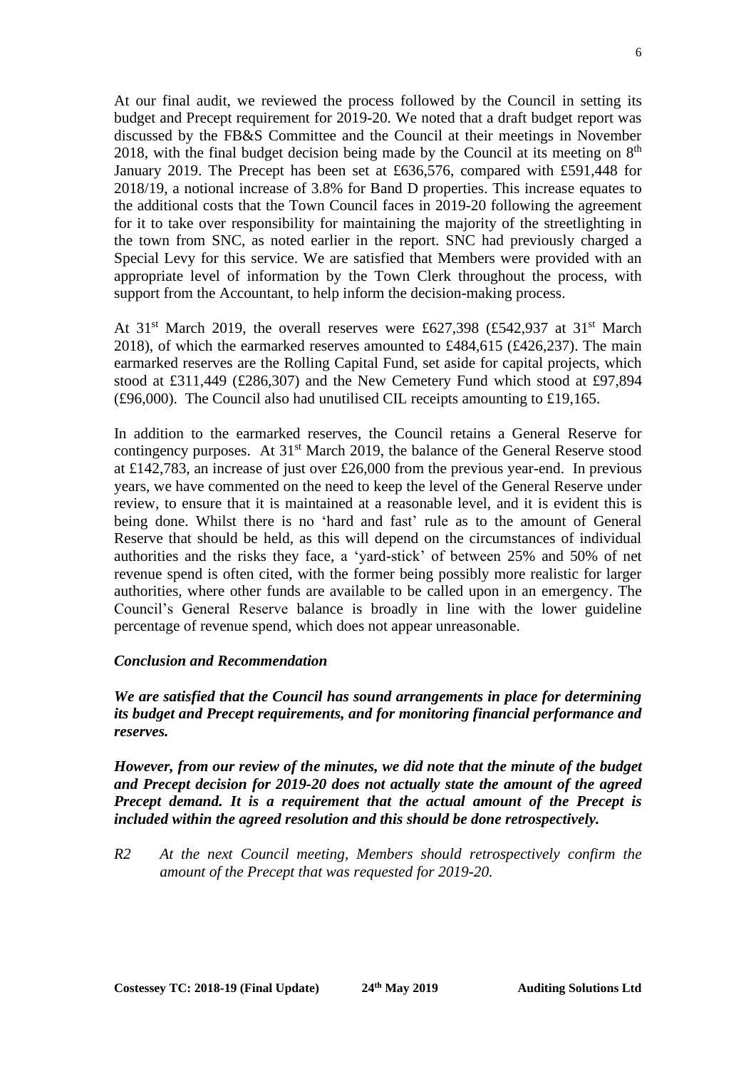At our final audit, we reviewed the process followed by the Council in setting its budget and Precept requirement for 2019-20. We noted that a draft budget report was discussed by the FB&S Committee and the Council at their meetings in November 2018, with the final budget decision being made by the Council at its meeting on 8th January 2019. The Precept has been set at £636,576, compared with £591,448 for 2018/19, a notional increase of 3.8% for Band D properties. This increase equates to the additional costs that the Town Council faces in 2019-20 following the agreement for it to take over responsibility for maintaining the majority of the streetlighting in the town from SNC, as noted earlier in the report. SNC had previously charged a Special Levy for this service. We are satisfied that Members were provided with an appropriate level of information by the Town Clerk throughout the process, with support from the Accountant, to help inform the decision-making process.

At 31st March 2019, the overall reserves were £627,398 (£542,937 at 31st March 2018), of which the earmarked reserves amounted to £484,615 (£426,237). The main earmarked reserves are the Rolling Capital Fund, set aside for capital projects, which stood at £311,449 (£286,307) and the New Cemetery Fund which stood at £97,894 (£96,000). The Council also had unutilised CIL receipts amounting to £19,165.

In addition to the earmarked reserves, the Council retains a General Reserve for contingency purposes. At 31st March 2019, the balance of the General Reserve stood at £142,783, an increase of just over £26,000 from the previous year-end. In previous years, we have commented on the need to keep the level of the General Reserve under review, to ensure that it is maintained at a reasonable level, and it is evident this is being done. Whilst there is no 'hard and fast' rule as to the amount of General Reserve that should be held, as this will depend on the circumstances of individual authorities and the risks they face, a 'yard-stick' of between 25% and 50% of net revenue spend is often cited, with the former being possibly more realistic for larger authorities, where other funds are available to be called upon in an emergency. The Council's General Reserve balance is broadly in line with the lower guideline percentage of revenue spend, which does not appear unreasonable.

***Conclusion and Recommendation***

***We are satisfied that the Council has sound arrangements in place for determining its budget and Precept requirements, and for monitoring financial performance and reserves.***

***However, from our review of the minutes, we did note that the minute of the budget and Precept decision for 2019-20 does not actually state the amount of the agreed Precept demand. It is a requirement that the actual amount of the Precept is included within the agreed resolution and this should be done retrospectively.***

*R2 At the next Council meeting, Members should retrospectively confirm the amount of the Precept that was requested for 2019-20.*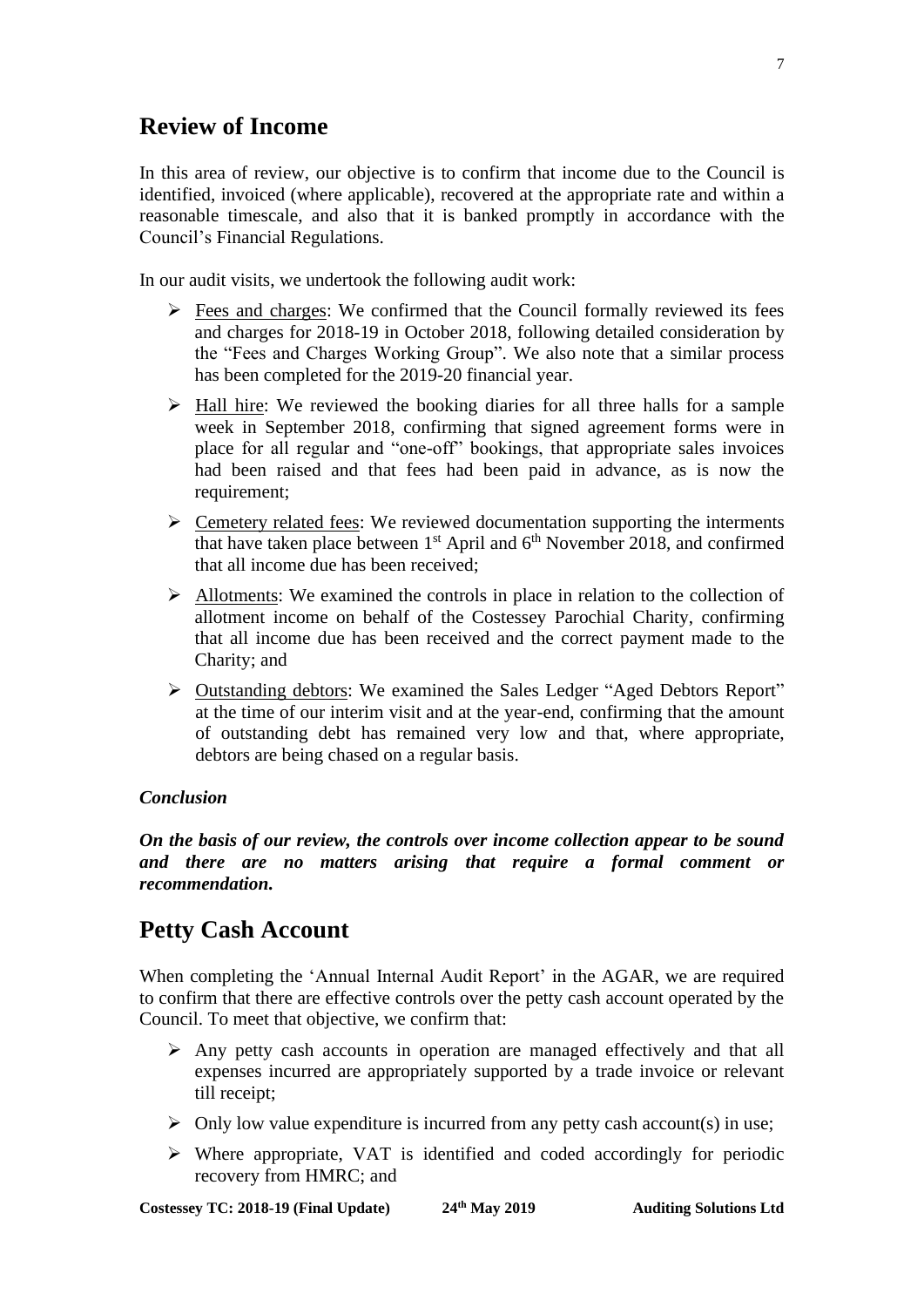## Review of Income

In this area of review, our objective is to confirm that income due to the Council is identified, invoiced (where applicable), recovered at the appropriate rate and within a reasonable timescale, and also that it is banked promptly in accordance with the Council's Financial Regulations.

In our audit visits, we undertook the following audit work:

- Fees and charges: We confirmed that the Council formally reviewed its fees and charges for 2018-19 in October 2018, following detailed consideration by the "Fees and Charges Working Group". We also note that a similar process has been completed for the 2019-20 financial year.
- Hall hire: We reviewed the booking diaries for all three halls for a sample week in September 2018, confirming that signed agreement forms were in place for all regular and "one-off" bookings, that appropriate sales invoices had been raised and that fees had been paid in advance, as is now the requirement;
- Cemetery related fees: We reviewed documentation supporting the interments that have taken place between 1st April and 6th November 2018, and confirmed that all income due has been received;
- Allotments: We examined the controls in place in relation to the collection of allotment income on behalf of the Costessey Parochial Charity, confirming that all income due has been received and the correct payment made to the Charity; and
- Outstanding debtors: We examined the Sales Ledger "Aged Debtors Report" at the time of our interim visit and at the year-end, confirming that the amount of outstanding debt has remained very low and that, where appropriate, debtors are being chased on a regular basis.

***Conclusion***

***On the basis of our review, the controls over income collection appear to be sound and there are no matters arising that require a formal comment or recommendation.***

## Petty Cash Account

When completing the 'Annual Internal Audit Report' in the AGAR, we are required to confirm that there are effective controls over the petty cash account operated by the Council. To meet that objective, we confirm that:

- Any petty cash accounts in operation are managed effectively and that all expenses incurred are appropriately supported by a trade invoice or relevant till receipt;
- Only low value expenditure is incurred from any petty cash account(s) in use;
- Where appropriate, VAT is identified and coded accordingly for periodic recovery from HMRC; and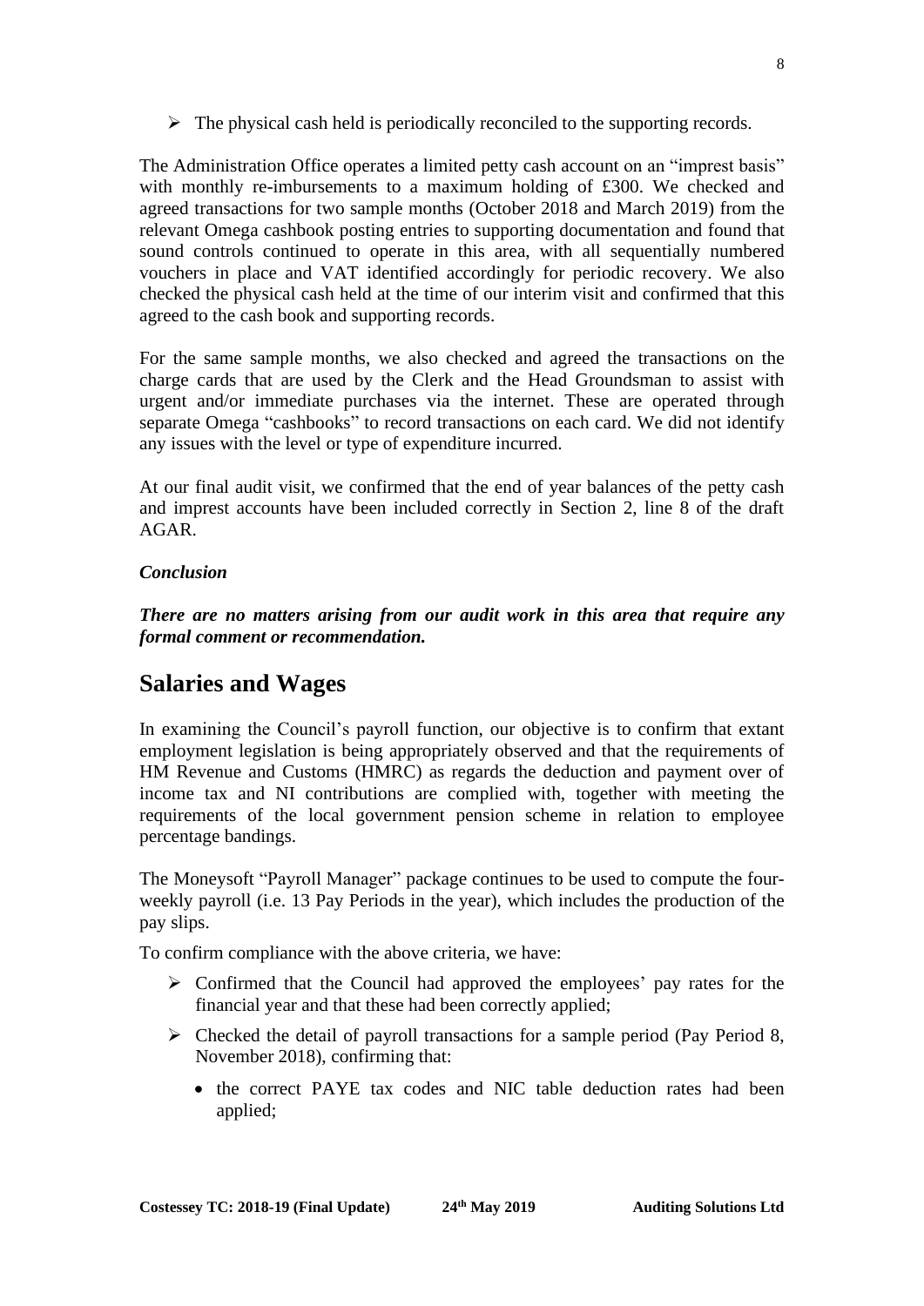- The physical cash held is periodically reconciled to the supporting records.

The Administration Office operates a limited petty cash account on an "imprest basis" with monthly re-imbursements to a maximum holding of £300. We checked and agreed transactions for two sample months (October 2018 and March 2019) from the relevant Omega cashbook posting entries to supporting documentation and found that sound controls continued to operate in this area, with all sequentially numbered vouchers in place and VAT identified accordingly for periodic recovery. We also checked the physical cash held at the time of our interim visit and confirmed that this agreed to the cash book and supporting records.

For the same sample months, we also checked and agreed the transactions on the charge cards that are used by the Clerk and the Head Groundsman to assist with urgent and/or immediate purchases via the internet. These are operated through separate Omega "cashbooks" to record transactions on each card. We did not identify any issues with the level or type of expenditure incurred.

At our final audit visit, we confirmed that the end of year balances of the petty cash and imprest accounts have been included correctly in Section 2, line 8 of the draft AGAR.

***Conclusion***

***There are no matters arising from our audit work in this area that require any formal comment or recommendation.***

## Salaries and Wages

In examining the Council's payroll function, our objective is to confirm that extant employment legislation is being appropriately observed and that the requirements of HM Revenue and Customs (HMRC) as regards the deduction and payment over of income tax and NI contributions are complied with, together with meeting the requirements of the local government pension scheme in relation to employee percentage bandings.

The Moneysoft "Payroll Manager" package continues to be used to compute the four-weekly payroll (i.e. 13 Pay Periods in the year), which includes the production of the pay slips.

To confirm compliance with the above criteria, we have:

- Confirmed that the Council had approved the employees' pay rates for the financial year and that these had been correctly applied;
- Checked the detail of payroll transactions for a sample period (Pay Period 8, November 2018), confirming that:
  - the correct PAYE tax codes and NIC table deduction rates had been applied;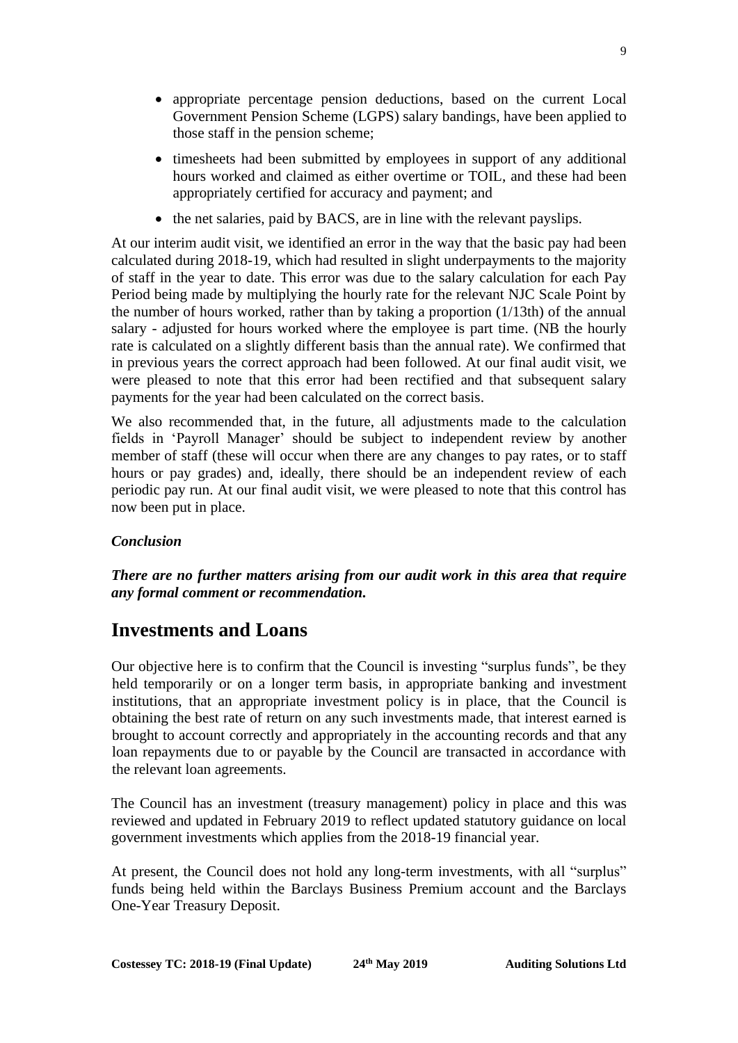- appropriate percentage pension deductions, based on the current Local Government Pension Scheme (LGPS) salary bandings, have been applied to those staff in the pension scheme;
- timesheets had been submitted by employees in support of any additional hours worked and claimed as either overtime or TOIL, and these had been appropriately certified for accuracy and payment; and
- the net salaries, paid by BACS, are in line with the relevant payslips.

At our interim audit visit, we identified an error in the way that the basic pay had been calculated during 2018-19, which had resulted in slight underpayments to the majority of staff in the year to date. This error was due to the salary calculation for each Pay Period being made by multiplying the hourly rate for the relevant NJC Scale Point by the number of hours worked, rather than by taking a proportion (1/13th) of the annual salary - adjusted for hours worked where the employee is part time. (NB the hourly rate is calculated on a slightly different basis than the annual rate). We confirmed that in previous years the correct approach had been followed. At our final audit visit, we were pleased to note that this error had been rectified and that subsequent salary payments for the year had been calculated on the correct basis.

We also recommended that, in the future, all adjustments made to the calculation fields in 'Payroll Manager' should be subject to independent review by another member of staff (these will occur when there are any changes to pay rates, or to staff hours or pay grades) and, ideally, there should be an independent review of each periodic pay run. At our final audit visit, we were pleased to note that this control has now been put in place.

***Conclusion***

***There are no further matters arising from our audit work in this area that require any formal comment or recommendation.***

## Investments and Loans

Our objective here is to confirm that the Council is investing "surplus funds", be they held temporarily or on a longer term basis, in appropriate banking and investment institutions, that an appropriate investment policy is in place, that the Council is obtaining the best rate of return on any such investments made, that interest earned is brought to account correctly and appropriately in the accounting records and that any loan repayments due to or payable by the Council are transacted in accordance with the relevant loan agreements.

The Council has an investment (treasury management) policy in place and this was reviewed and updated in February 2019 to reflect updated statutory guidance on local government investments which applies from the 2018-19 financial year.

At present, the Council does not hold any long-term investments, with all "surplus" funds being held within the Barclays Business Premium account and the Barclays One-Year Treasury Deposit.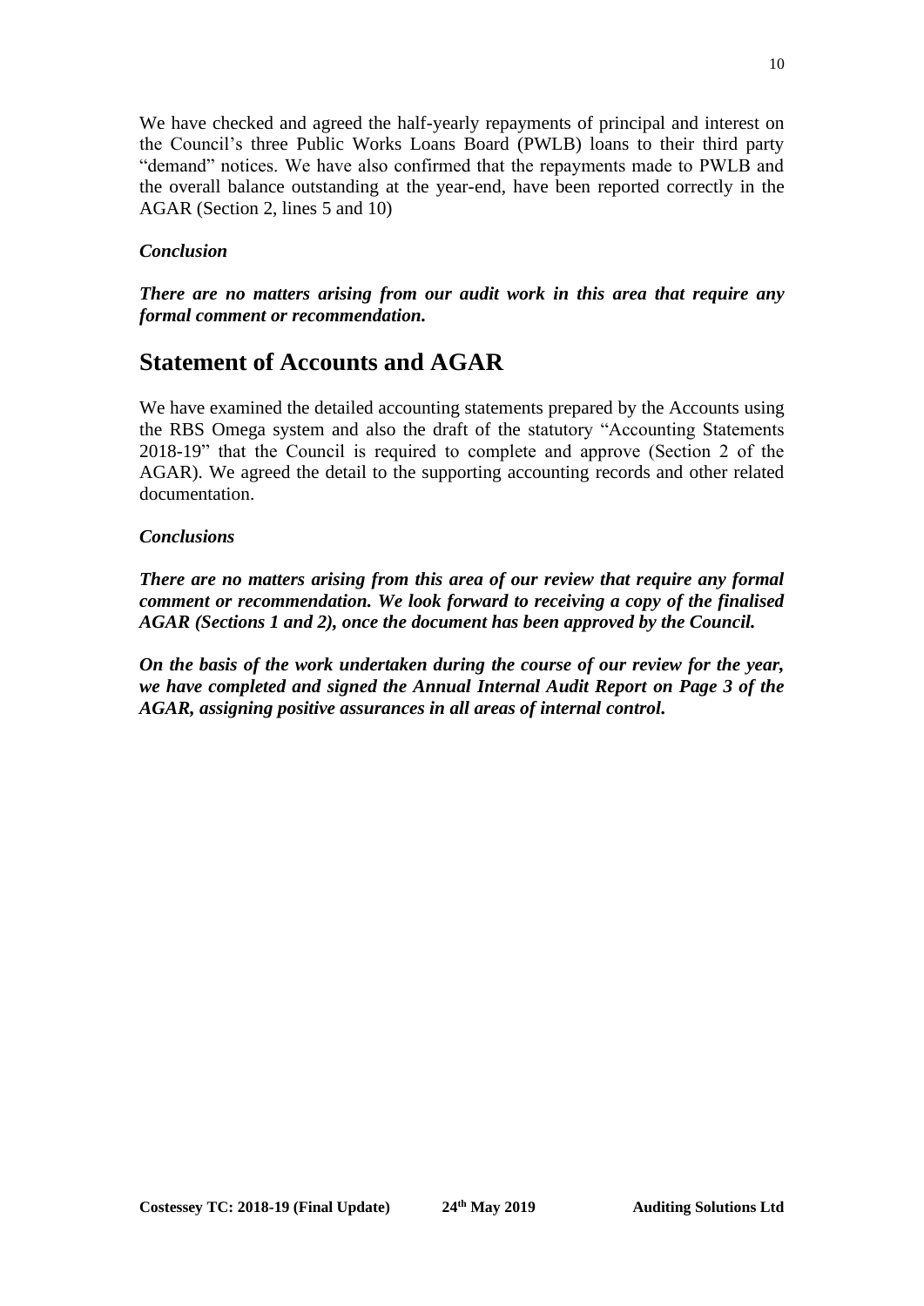We have checked and agreed the half-yearly repayments of principal and interest on the Council's three Public Works Loans Board (PWLB) loans to their third party "demand" notices. We have also confirmed that the repayments made to PWLB and the overall balance outstanding at the year-end, have been reported correctly in the AGAR (Section 2, lines 5 and 10)

***Conclusion***

***There are no matters arising from our audit work in this area that require any formal comment or recommendation.***

## Statement of Accounts and AGAR

We have examined the detailed accounting statements prepared by the Accounts using the RBS Omega system and also the draft of the statutory "Accounting Statements 2018-19" that the Council is required to complete and approve (Section 2 of the AGAR). We agreed the detail to the supporting accounting records and other related documentation.

***Conclusions***

***There are no matters arising from this area of our review that require any formal comment or recommendation. We look forward to receiving a copy of the finalised AGAR (Sections 1 and 2), once the document has been approved by the Council.***

***On the basis of the work undertaken during the course of our review for the year, we have completed and signed the Annual Internal Audit Report on Page 3 of the AGAR, assigning positive assurances in all areas of internal control.***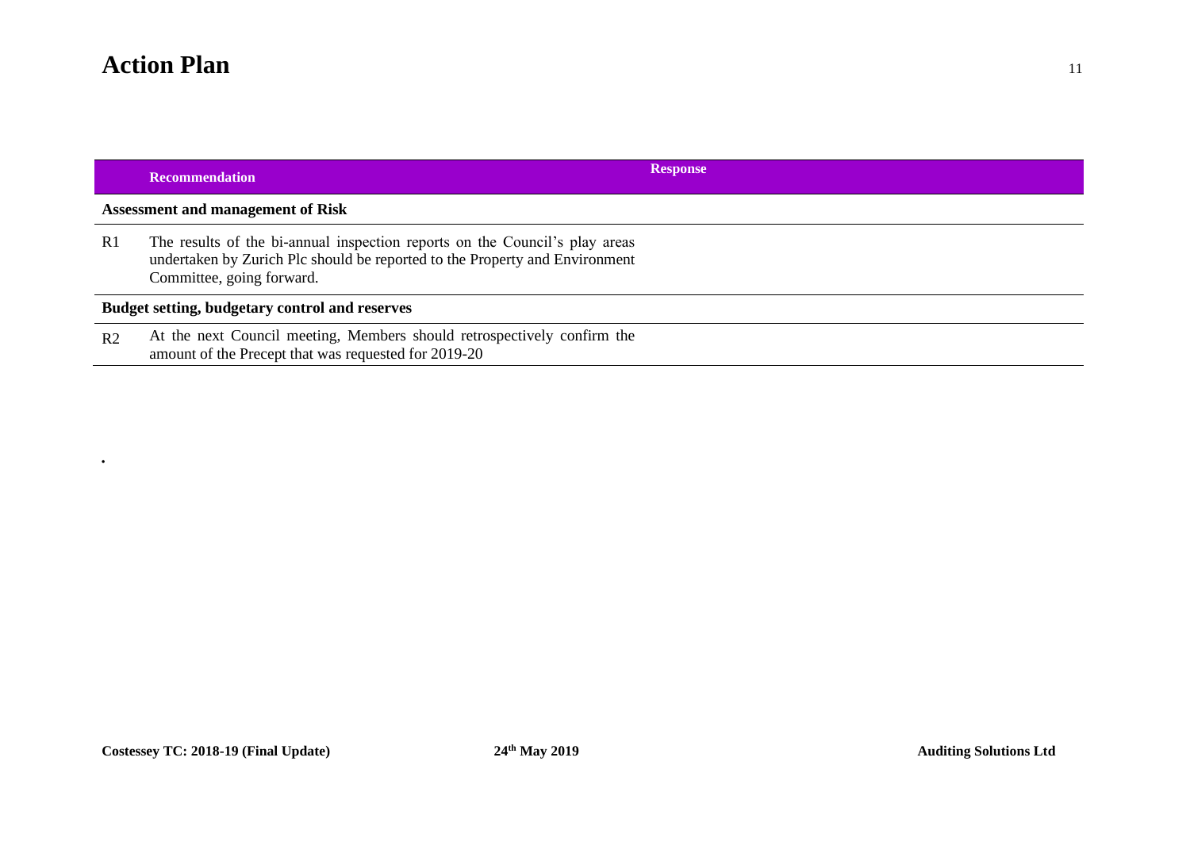# Action Plan

| | Recommendation | Response |
|---|---|---|
| **Assessment and management of Risk** | | |
| R1 | The results of the bi-annual inspection reports on the Council's play areas undertaken by Zurich Plc should be reported to the Property and Environment Committee, going forward. | |
| **Budget setting, budgetary control and reserves** | | |
| R2 | At the next Council meeting, Members should retrospectively confirm the amount of the Precept that was requested for 2019-20 | |

.